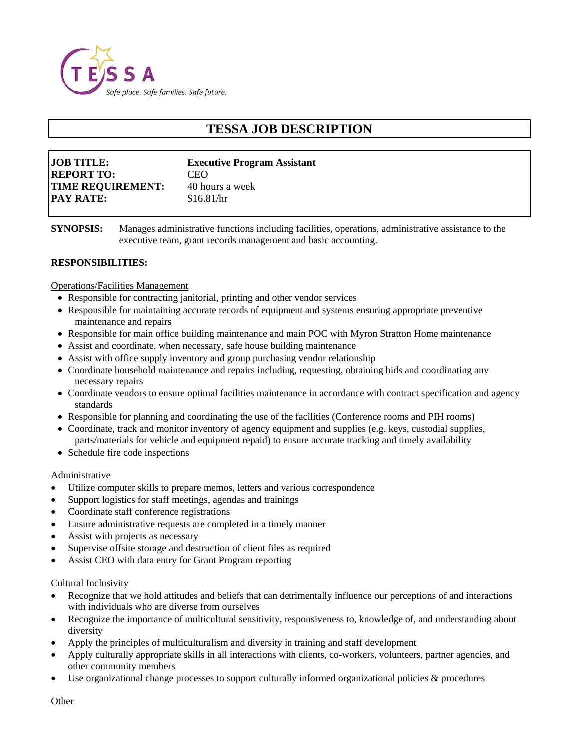TESSA

*Safe place. Safe families. Safe future.*

# TESSA JOB DESCRIPTION

**JOB TITLE:** **Executive Program Assistant**
**REPORT TO:** CEO
**TIME REQUIREMENT:** 40 hours a week
**PAY RATE:** $16.81/hr

**SYNOPSIS:** Manages administrative functions including facilities, operations, administrative assistance to the executive team, grant records management and basic accounting.

**RESPONSIBILITIES:**

Operations/Facilities Management

- Responsible for contracting janitorial, printing and other vendor services
- Responsible for maintaining accurate records of equipment and systems ensuring appropriate preventive maintenance and repairs
- Responsible for main office building maintenance and main POC with Myron Stratton Home maintenance
- Assist and coordinate, when necessary, safe house building maintenance
- Assist with office supply inventory and group purchasing vendor relationship
- Coordinate household maintenance and repairs including, requesting, obtaining bids and coordinating any necessary repairs
- Coordinate vendors to ensure optimal facilities maintenance in accordance with contract specification and agency standards
- Responsible for planning and coordinating the use of the facilities (Conference rooms and PIH rooms)
- Coordinate, track and monitor inventory of agency equipment and supplies (e.g. keys, custodial supplies, parts/materials for vehicle and equipment repaid) to ensure accurate tracking and timely availability
- Schedule fire code inspections

Administrative

- Utilize computer skills to prepare memos, letters and various correspondence
- Support logistics for staff meetings, agendas and trainings
- Coordinate staff conference registrations
- Ensure administrative requests are completed in a timely manner
- Assist with projects as necessary
- Supervise offsite storage and destruction of client files as required
- Assist CEO with data entry for Grant Program reporting

Cultural Inclusivity

- Recognize that we hold attitudes and beliefs that can detrimentally influence our perceptions of and interactions with individuals who are diverse from ourselves
- Recognize the importance of multicultural sensitivity, responsiveness to, knowledge of, and understanding about diversity
- Apply the principles of multiculturalism and diversity in training and staff development
- Apply culturally appropriate skills in all interactions with clients, co-workers, volunteers, partner agencies, and other community members
- Use organizational change processes to support culturally informed organizational policies & procedures

Other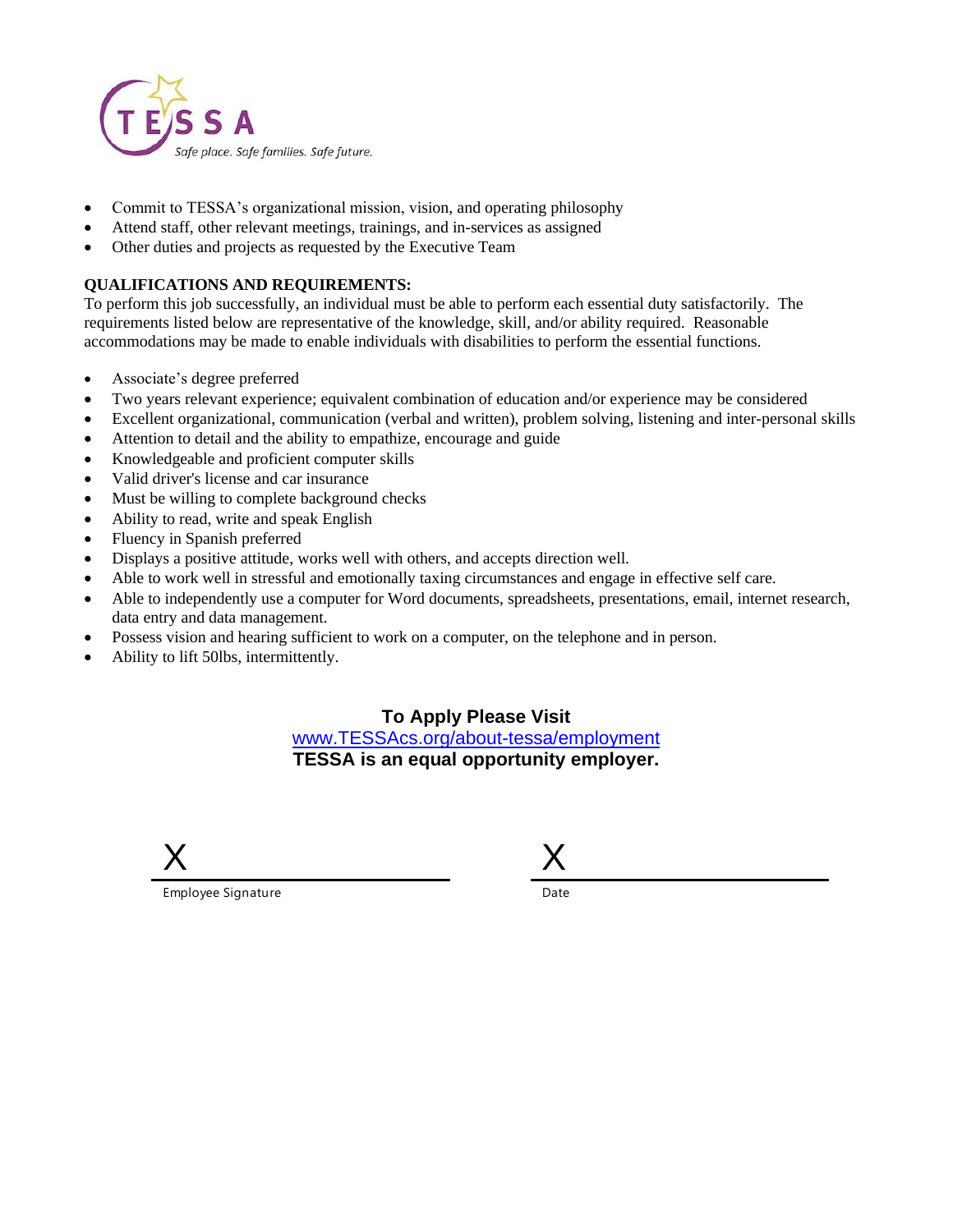- Commit to TESSA's organizational mission, vision, and operating philosophy
- Attend staff, other relevant meetings, trainings, and in-services as assigned
- Other duties and projects as requested by the Executive Team

**QUALIFICATIONS AND REQUIREMENTS:**

To perform this job successfully, an individual must be able to perform each essential duty satisfactorily. The requirements listed below are representative of the knowledge, skill, and/or ability required. Reasonable accommodations may be made to enable individuals with disabilities to perform the essential functions.

- Associate's degree preferred
- Two years relevant experience; equivalent combination of education and/or experience may be considered
- Excellent organizational, communication (verbal and written), problem solving, listening and inter-personal skills
- Attention to detail and the ability to empathize, encourage and guide
- Knowledgeable and proficient computer skills
- Valid driver's license and car insurance
- Must be willing to complete background checks
- Ability to read, write and speak English
- Fluency in Spanish preferred
- Displays a positive attitude, works well with others, and accepts direction well.
- Able to work well in stressful and emotionally taxing circumstances and engage in effective self care.
- Able to independently use a computer for Word documents, spreadsheets, presentations, email, internet research, data entry and data management.
- Possess vision and hearing sufficient to work on a computer, on the telephone and in person.
- Ability to lift 50lbs, intermittently.

**To Apply Please Visit**

www.TESSAcs.org/about-tessa/employment

**TESSA is an equal opportunity employer.**

X ______________________________
Employee Signature

X ______________________________
Date